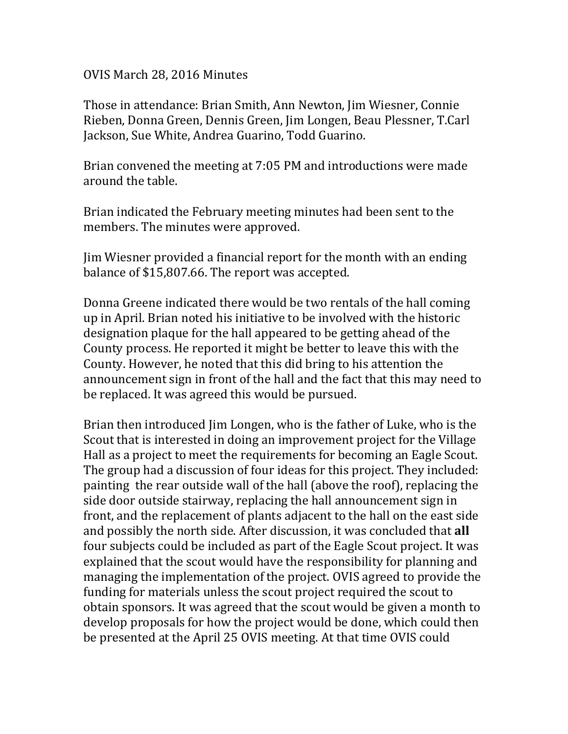OVIS March 28, 2016 Minutes

Those in attendance: Brian Smith, Ann Newton, Jim Wiesner, Connie Rieben, Donna Green, Dennis Green, Jim Longen, Beau Plessner, T.Carl Jackson, Sue White, Andrea Guarino, Todd Guarino.

Brian convened the meeting at 7:05 PM and introductions were made around the table.

Brian indicated the February meeting minutes had been sent to the members. The minutes were approved.

Jim Wiesner provided a financial report for the month with an ending balance of $15,807.66. The report was accepted.

Donna Greene indicated there would be two rentals of the hall coming up in April. Brian noted his initiative to be involved with the historic designation plaque for the hall appeared to be getting ahead of the County process. He reported it might be better to leave this with the County. However, he noted that this did bring to his attention the announcement sign in front of the hall and the fact that this may need to be replaced. It was agreed this would be pursued.

Brian then introduced Jim Longen, who is the father of Luke, who is the Scout that is interested in doing an improvement project for the Village Hall as a project to meet the requirements for becoming an Eagle Scout. The group had a discussion of four ideas for this project. They included: painting the rear outside wall of the hall (above the roof), replacing the side door outside stairway, replacing the hall announcement sign in front, and the replacement of plants adjacent to the hall on the east side and possibly the north side. After discussion, it was concluded that **all** four subjects could be included as part of the Eagle Scout project. It was explained that the scout would have the responsibility for planning and managing the implementation of the project. OVIS agreed to provide the funding for materials unless the scout project required the scout to obtain sponsors. It was agreed that the scout would be given a month to develop proposals for how the project would be done, which could then be presented at the April 25 OVIS meeting. At that time OVIS could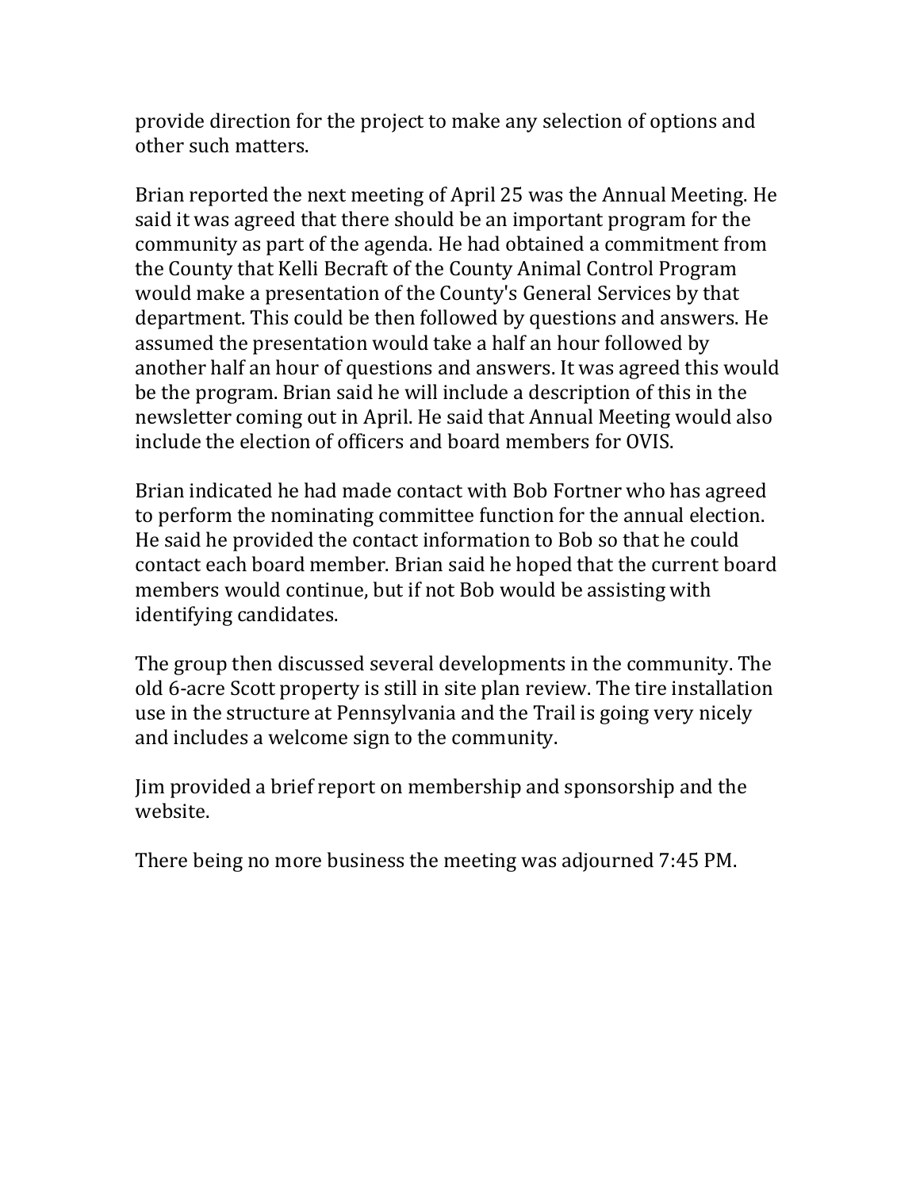provide direction for the project to make any selection of options and other such matters.

Brian reported the next meeting of April 25 was the Annual Meeting. He said it was agreed that there should be an important program for the community as part of the agenda. He had obtained a commitment from the County that Kelli Becraft of the County Animal Control Program would make a presentation of the County's General Services by that department. This could be then followed by questions and answers. He assumed the presentation would take a half an hour followed by another half an hour of questions and answers. It was agreed this would be the program. Brian said he will include a description of this in the newsletter coming out in April. He said that Annual Meeting would also include the election of officers and board members for OVIS.

Brian indicated he had made contact with Bob Fortner who has agreed to perform the nominating committee function for the annual election. He said he provided the contact information to Bob so that he could contact each board member. Brian said he hoped that the current board members would continue, but if not Bob would be assisting with identifying candidates.

The group then discussed several developments in the community. The old 6-acre Scott property is still in site plan review. The tire installation use in the structure at Pennsylvania and the Trail is going very nicely and includes a welcome sign to the community.

Jim provided a brief report on membership and sponsorship and the website.

There being no more business the meeting was adjourned 7:45 PM.